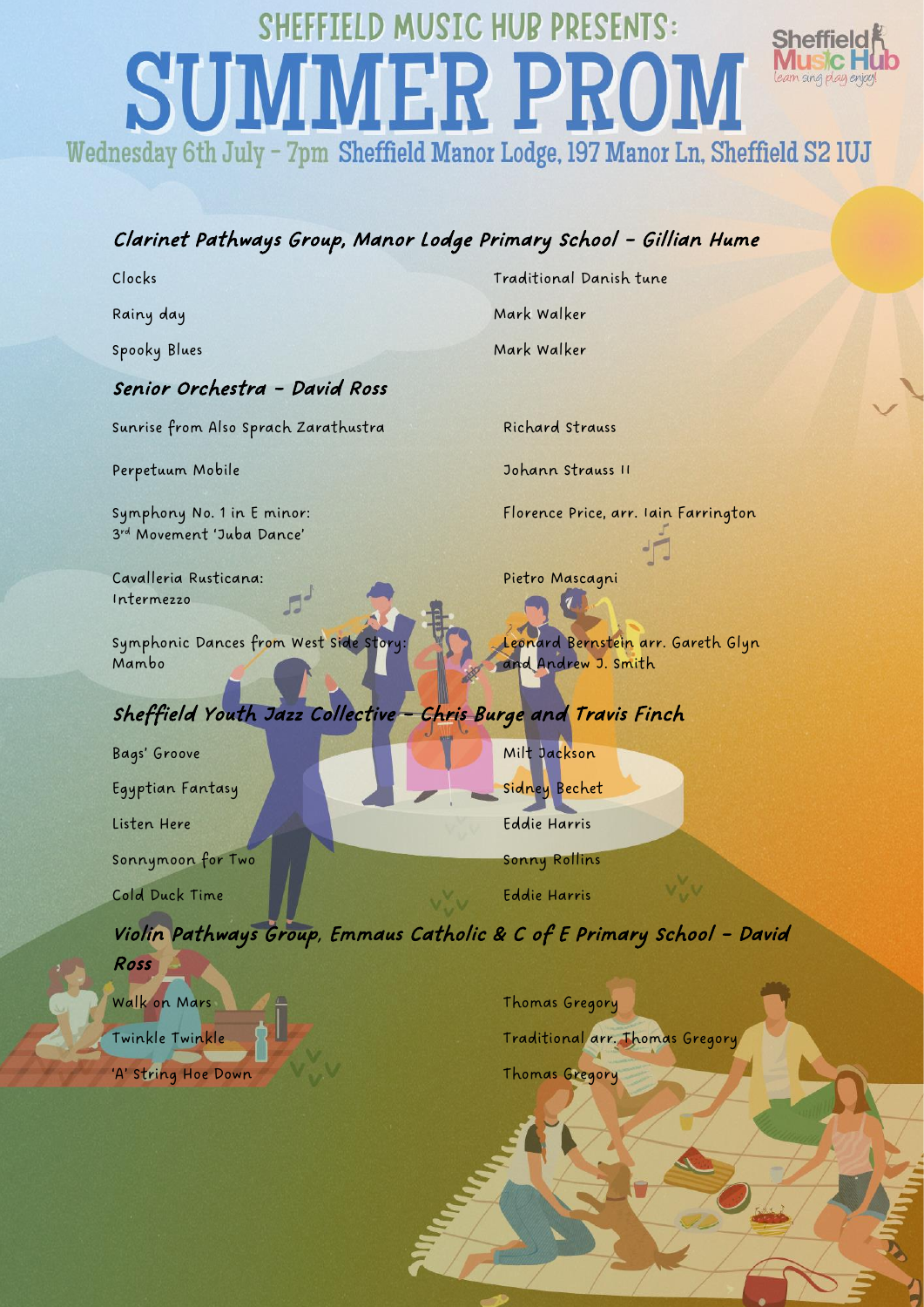# SHEFFIELD MUSIC HUB PRESENTS:

# SUMMER PROM

Sheffield Music Hub — learn sing play enjoy

**Wednesday 6th July - 7pm** Sheffield Manor Lodge, 197 Manor Ln, Sheffield S2 1UJ

## *Clarinet Pathways Group, Manor Lodge Primary School - Gillian Hume*

| | |
|---|---|
| Clocks | Traditional Danish tune |
| Rainy day | Mark Walker |
| Spooky Blues | Mark Walker |

## *Senior Orchestra - David Ross*

| | |
|---|---|
| Sunrise from Also Sprach Zarathustra | Richard Strauss |
| Perpetuum Mobile | Johann Strauss II |
| Symphony No. 1 in E minor: 3rd Movement 'Juba Dance' | Florence Price, arr. Iain Farrington |
| Cavalleria Rusticana: Intermezzo | Pietro Mascagni |
| Symphonic Dances from West Side Story: Mambo | Leonard Bernstein arr. Gareth Glyn and Andrew J. Smith |

## *Sheffield Youth Jazz Collective - Chris Burge and Travis Finch*

| | |
|---|---|
| Bags' Groove | Milt Jackson |
| Egyptian Fantasy | Sidney Bechet |
| Listen Here | Eddie Harris |
| Sonnymoon for Two | Sonny Rollins |
| Cold Duck Time | Eddie Harris |

## *Violin Pathways Group, Emmaus Catholic & C of E Primary School - David Ross*

| | |
|---|---|
| Walk on Mars | Thomas Gregory |
| Twinkle Twinkle | Traditional arr. Thomas Gregory |
| 'A' String Hoe Down | Thomas Gregory |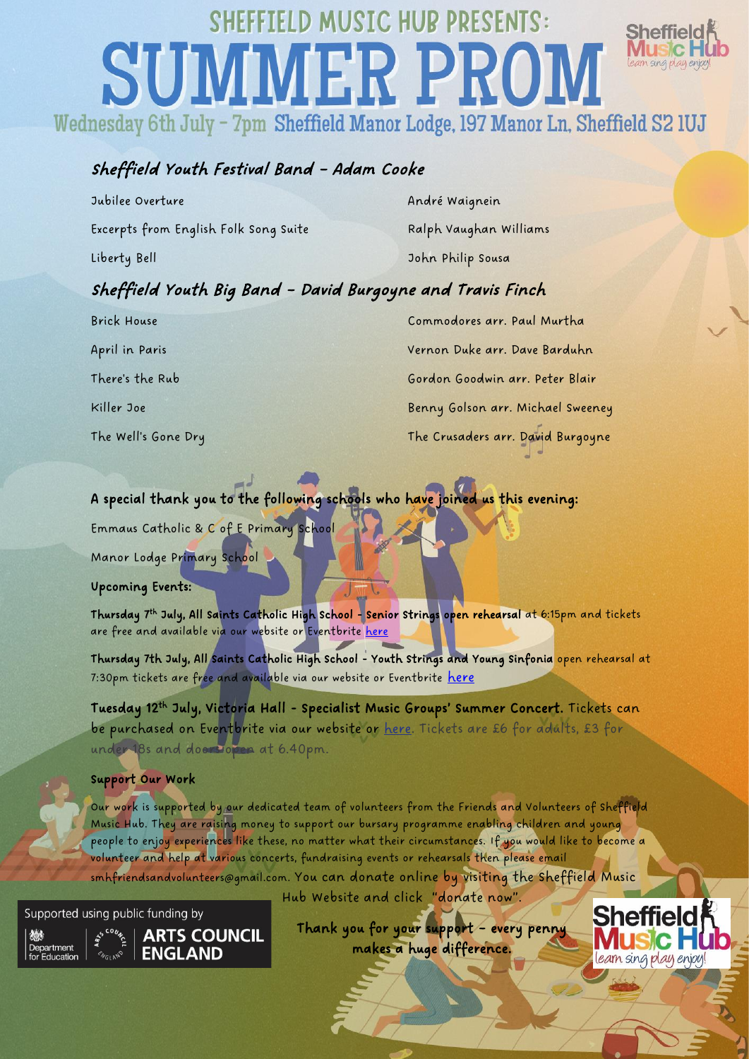SHEFFIELD MUSIC HUB PRESENTS:

# SUMMER PROM

Sheffield Music Hub — learn sing play enjoy!

Wednesday 6th July - 7pm Sheffield Manor Lodge, 197 Manor Ln, Sheffield S2 1UJ

## *Sheffield Youth Festival Band - Adam Cooke*

| | |
|---|---|
| Jubilee Overture | André Waignein |
| Excerpts from English Folk Song Suite | Ralph Vaughan Williams |
| Liberty Bell | John Philip Sousa |

## *Sheffield Youth Big Band - David Burgoyne and Travis Finch*

| | |
|---|---|
| Brick House | Commodores arr. Paul Murtha |
| April in Paris | Vernon Duke arr. Dave Barduhn |
| There's the Rub | Gordon Goodwin arr. Peter Blair |
| Killer Joe | Benny Golson arr. Michael Sweeney |
| The Well's Gone Dry | The Crusaders arr. David Burgoyne |

**A special thank you to the following schools who have joined us this evening:**

Emmaus Catholic & C of E Primary School

Manor Lodge Primary School

**Upcoming Events:**

**Thursday 7th July, All Saints Catholic High School - Senior Strings open rehearsal** at 6:15pm and tickets are free and available via our website or Eventbrite here

**Thursday 7th July, All Saints Catholic High School - Youth Strings and Young Sinfonia** open rehearsal at 7:30pm tickets are free and available via our website or Eventbrite here

**Tuesday 12th July, Victoria Hall - Specialist Music Groups' Summer Concert.** Tickets can be purchased on Eventbrite via our website or here. Tickets are £6 for adults, £3 for under 18s and doors open at 6.40pm.

**Support Our Work**

Our work is supported by our dedicated team of volunteers from the Friends and Volunteers of Sheffield Music Hub. They are raising money to support our bursary programme enabling children and young people to enjoy experiences like these, no matter what their circumstances. If you would like to become a volunteer and help at various concerts, fundraising events or rehearsals then please email smhfriendsandvolunteers@gmail.com. You can donate online by visiting the Sheffield Music Hub Website and click "donate now".

**Thank you for your support - every penny makes a huge difference.**

Supported using public funding by Department for Education, ARTS COUNCIL ENGLAND

Sheffield Music Hub — learn sing play enjoy!